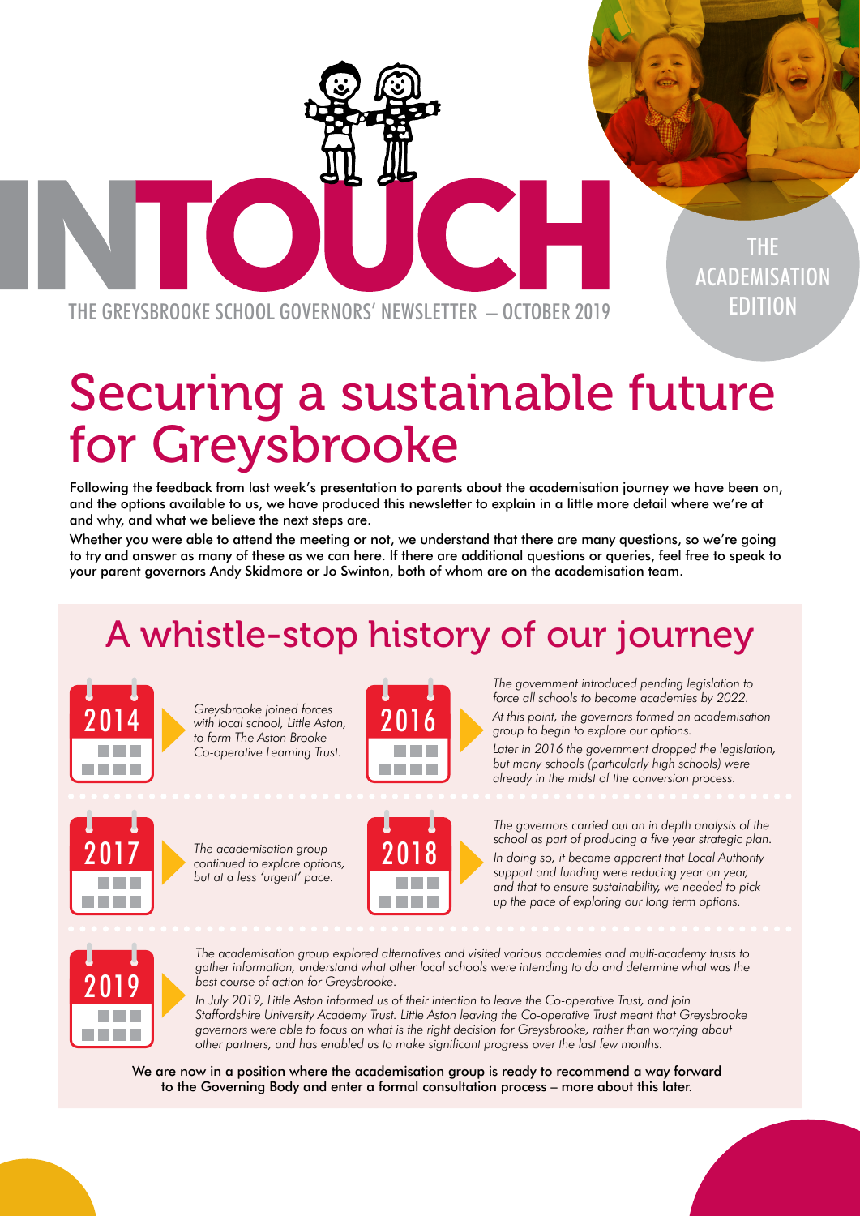# INTOUCH

THE GREYSBROOKE SCHOOL GOVERNORS' NEWSLETTER – OCTOBER 2019

THE ACADEMISATION EDITION

# Securing a sustainable future for Greysbrooke

Following the feedback from last week's presentation to parents about the academisation journey we have been on, and the options available to us, we have produced this newsletter to explain in a little more detail where we're at and why, and what we believe the next steps are.

Whether you were able to attend the meeting or not, we understand that there are many questions, so we're going to try and answer as many of these as we can here. If there are additional questions or queries, feel free to speak to your parent governors Andy Skidmore or Jo Swinton, both of whom are on the academisation team.

## A whistle-stop history of our journey

**2014**

*Greysbrooke joined forces with local school, Little Aston, to form The Aston Brooke Co-operative Learning Trust.*

**2016**

*The government introduced pending legislation to force all schools to become academies by 2022.*

*At this point, the governors formed an academisation group to begin to explore our options.*

*Later in 2016 the government dropped the legislation, but many schools (particularly high schools) were already in the midst of the conversion process.*

**2017**

*The academisation group continued to explore options, but at a less 'urgent' pace.*

**2018**

*The governors carried out an in depth analysis of the school as part of producing a five year strategic plan.*

*In doing so, it became apparent that Local Authority support and funding were reducing year on year, and that to ensure sustainability, we needed to pick up the pace of exploring our long term options.*

**2019**

*The academisation group explored alternatives and visited various academies and multi-academy trusts to gather information, understand what other local schools were intending to do and determine what was the best course of action for Greysbrooke.*

*In July 2019, Little Aston informed us of their intention to leave the Co-operative Trust, and join Staffordshire University Academy Trust. Little Aston leaving the Co-operative Trust meant that Greysbrooke governors were able to focus on what is the right decision for Greysbrooke, rather than worrying about other partners, and has enabled us to make significant progress over the last few months.*

We are now in a position where the academisation group is ready to recommend a way forward to the Governing Body and enter a formal consultation process – more about this later.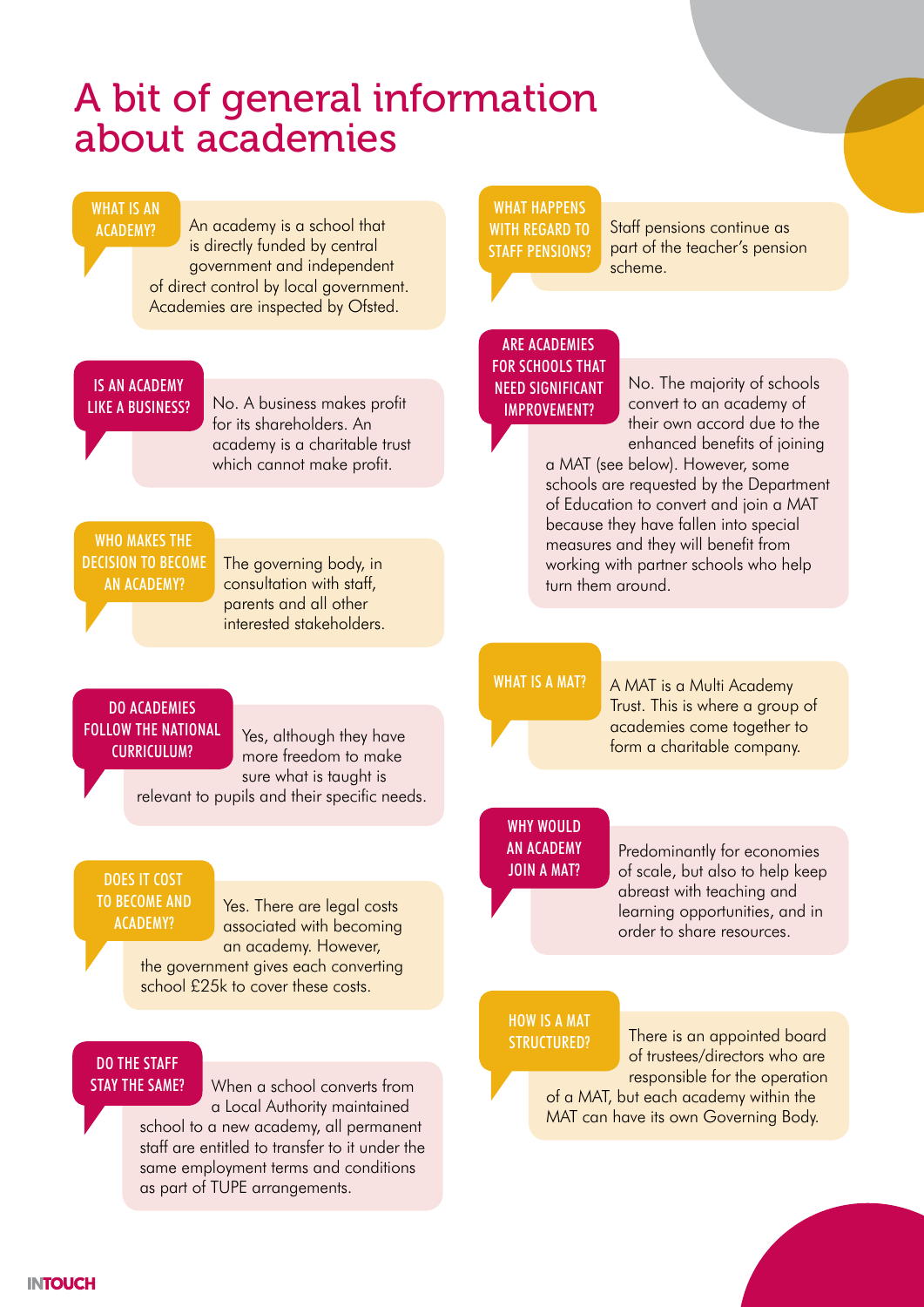# A bit of general information about academies

### WHAT IS AN ACADEMY?

An academy is a school that is directly funded by central government and independent of direct control by local government. Academies are inspected by Ofsted.

### IS AN ACADEMY LIKE A BUSINESS?

No. A business makes profit for its shareholders. An academy is a charitable trust which cannot make profit.

### WHO MAKES THE DECISION TO BECOME AN ACADEMY?

The governing body, in consultation with staff, parents and all other interested stakeholders.

### DO ACADEMIES FOLLOW THE NATIONAL CURRICULUM?

Yes, although they have more freedom to make sure what is taught is relevant to pupils and their specific needs.

### DOES IT COST TO BECOME AND ACADEMY?

Yes. There are legal costs associated with becoming an academy. However, the government gives each converting school £25k to cover these costs.

### DO THE STAFF STAY THE SAME?

When a school converts from a Local Authority maintained school to a new academy, all permanent staff are entitled to transfer to it under the same employment terms and conditions as part of TUPE arrangements.

### WHAT HAPPENS WITH REGARD TO STAFF PENSIONS?

Staff pensions continue as part of the teacher's pension scheme.

### ARE ACADEMIES FOR SCHOOLS THAT NEED SIGNIFICANT IMPROVEMENT?

No. The majority of schools convert to an academy of their own accord due to the enhanced benefits of joining a MAT (see below). However, some schools are requested by the Department of Education to convert and join a MAT because they have fallen into special measures and they will benefit from working with partner schools who help turn them around.

### WHAT IS A MAT?

A MAT is a Multi Academy Trust. This is where a group of academies come together to form a charitable company.

### WHY WOULD AN ACADEMY JOIN A MAT?

Predominantly for economies of scale, but also to help keep abreast with teaching and learning opportunities, and in order to share resources.

### HOW IS A MAT STRUCTURED?

There is an appointed board of trustees/directors who are responsible for the operation of a MAT, but each academy within the MAT can have its own Governing Body.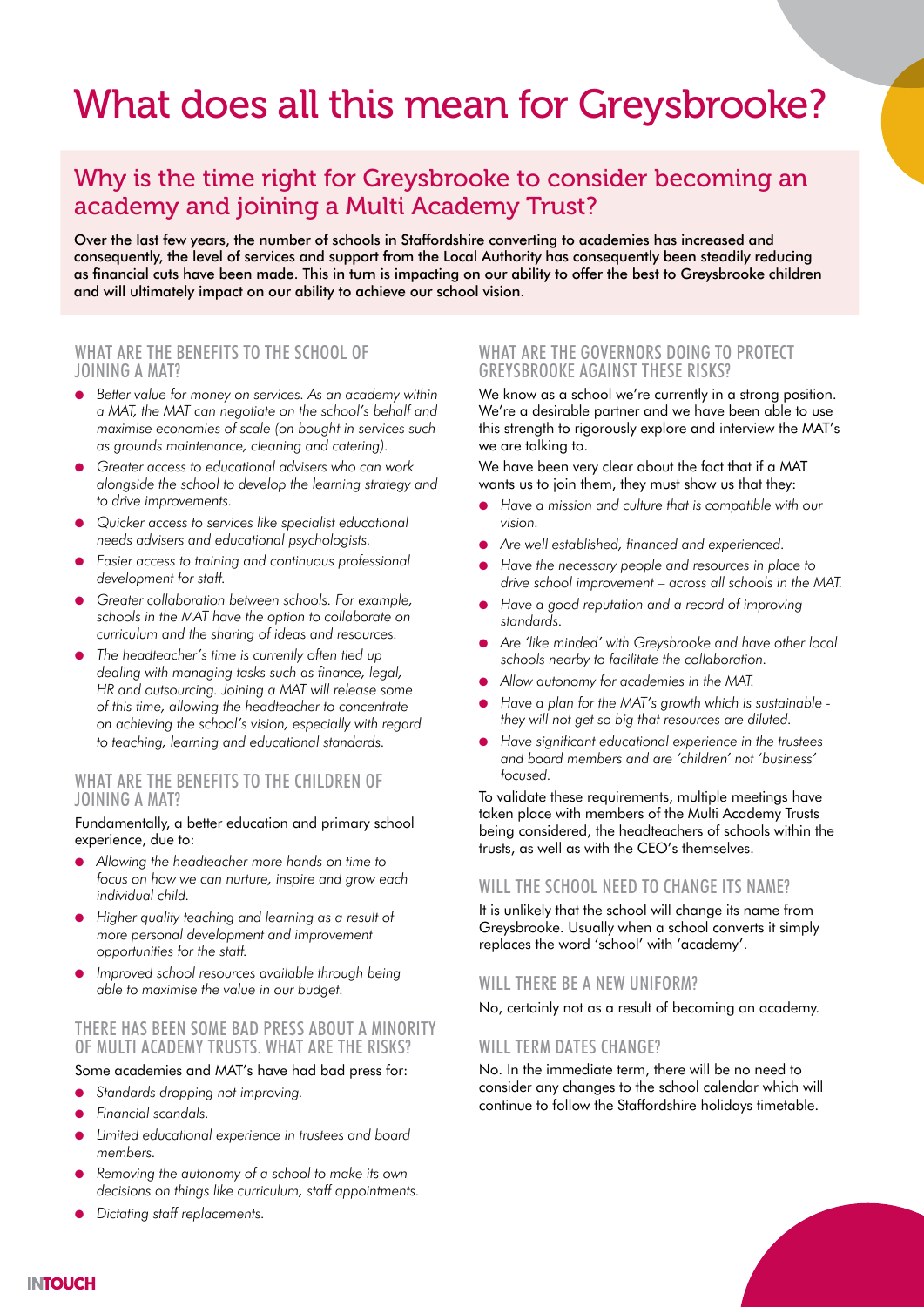# What does all this mean for Greysbrooke?

## Why is the time right for Greysbrooke to consider becoming an academy and joining a Multi Academy Trust?

**Over the last few years, the number of schools in Staffordshire converting to academies has increased and consequently, the level of services and support from the Local Authority has consequently been steadily reducing as financial cuts have been made. This in turn is impacting on our ability to offer the best to Greysbrooke children and will ultimately impact on our ability to achieve our school vision.**

### WHAT ARE THE BENEFITS TO THE SCHOOL OF JOINING A MAT?

- *Better value for money on services. As an academy within a MAT, the MAT can negotiate on the school's behalf and maximise economies of scale (on bought in services such as grounds maintenance, cleaning and catering).*
- *Greater access to educational advisers who can work alongside the school to develop the learning strategy and to drive improvements.*
- *Quicker access to services like specialist educational needs advisers and educational psychologists.*
- *Easier access to training and continuous professional development for staff.*
- *Greater collaboration between schools. For example, schools in the MAT have the option to collaborate on curriculum and the sharing of ideas and resources.*
- *The headteacher's time is currently often tied up dealing with managing tasks such as finance, legal, HR and outsourcing. Joining a MAT will release some of this time, allowing the headteacher to concentrate on achieving the school's vision, especially with regard to teaching, learning and educational standards.*

### WHAT ARE THE BENEFITS TO THE CHILDREN OF JOINING A MAT?

Fundamentally, a better education and primary school experience, due to:

- *Allowing the headteacher more hands on time to focus on how we can nurture, inspire and grow each individual child.*
- *Higher quality teaching and learning as a result of more personal development and improvement opportunities for the staff.*
- *Improved school resources available through being able to maximise the value in our budget.*

### THERE HAS BEEN SOME BAD PRESS ABOUT A MINORITY OF MULTI ACADEMY TRUSTS. WHAT ARE THE RISKS?

Some academies and MAT's have had bad press for:

- *Standards dropping not improving.*
- *Financial scandals.*
- *Limited educational experience in trustees and board members.*
- *Removing the autonomy of a school to make its own decisions on things like curriculum, staff appointments.*
- *Dictating staff replacements.*

### WHAT ARE THE GOVERNORS DOING TO PROTECT GREYSBROOKE AGAINST THESE RISKS?

We know as a school we're currently in a strong position. We're a desirable partner and we have been able to use this strength to rigorously explore and interview the MAT's we are talking to.

We have been very clear about the fact that if a MAT wants us to join them, they must show us that they:

- *Have a mission and culture that is compatible with our vision.*
- *Are well established, financed and experienced.*
- *Have the necessary people and resources in place to drive school improvement – across all schools in the MAT.*
- *Have a good reputation and a record of improving standards.*
- *Are 'like minded' with Greysbrooke and have other local schools nearby to facilitate the collaboration.*
- *Allow autonomy for academies in the MAT.*
- *Have a plan for the MAT's growth which is sustainable - they will not get so big that resources are diluted.*
- *Have significant educational experience in the trustees and board members and are 'children' not 'business' focused.*

To validate these requirements, multiple meetings have taken place with members of the Multi Academy Trusts being considered, the headteachers of schools within the trusts, as well as with the CEO's themselves.

### WILL THE SCHOOL NEED TO CHANGE ITS NAME?

It is unlikely that the school will change its name from Greysbrooke. Usually when a school converts it simply replaces the word 'school' with 'academy'.

### WILL THERE BE A NEW UNIFORM?

No, certainly not as a result of becoming an academy.

### WILL TERM DATES CHANGE?

No. In the immediate term, there will be no need to consider any changes to the school calendar which will continue to follow the Staffordshire holidays timetable.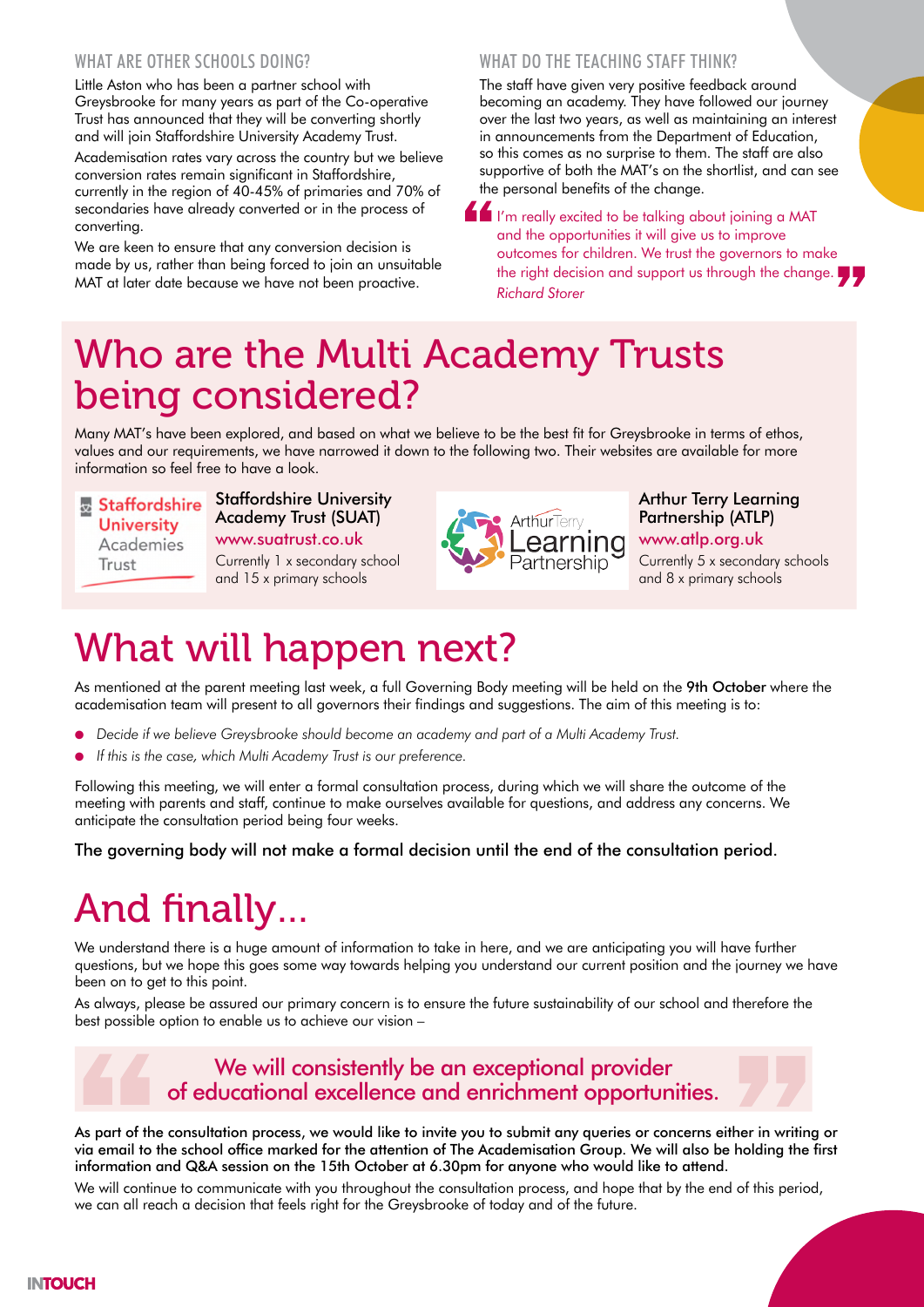### WHAT ARE OTHER SCHOOLS DOING?

Little Aston who has been a partner school with Greysbrooke for many years as part of the Co-operative Trust has announced that they will be converting shortly and will join Staffordshire University Academy Trust.

Academisation rates vary across the country but we believe conversion rates remain significant in Staffordshire, currently in the region of 40-45% of primaries and 70% of secondaries have already converted or in the process of converting.

We are keen to ensure that any conversion decision is made by us, rather than being forced to join an unsuitable MAT at later date because we have not been proactive.

### WHAT DO THE TEACHING STAFF THINK?

The staff have given very positive feedback around becoming an academy. They have followed our journey over the last two years, as well as maintaining an interest in announcements from the Department of Education, so this comes as no surprise to them. The staff are also supportive of both the MAT's on the shortlist, and can see the personal benefits of the change.

> "I'm really excited to be talking about joining a MAT and the opportunities it will give us to improve outcomes for children. We trust the governors to make the right decision and support us through the change."
> *Richard Storer*

# Who are the Multi Academy Trusts being considered?

Many MAT's have been explored, and based on what we believe to be the best fit for Greysbrooke in terms of ethos, values and our requirements, we have narrowed it down to the following two. Their websites are available for more information so feel free to have a look.

**Staffordshire University Academy Trust (SUAT)**
www.suatrust.co.uk
Currently 1 x secondary school and 15 x primary schools

**Arthur Terry Learning Partnership (ATLP)**
www.atlp.org.uk
Currently 5 x secondary schools and 8 x primary schools

# What will happen next?

As mentioned at the parent meeting last week, a full Governing Body meeting will be held on the **9th October** where the academisation team will present to all governors their findings and suggestions. The aim of this meeting is to:

- *Decide if we believe Greysbrooke should become an academy and part of a Multi Academy Trust.*
- *If this is the case, which Multi Academy Trust is our preference.*

Following this meeting, we will enter a formal consultation process, during which we will share the outcome of the meeting with parents and staff, continue to make ourselves available for questions, and address any concerns. We anticipate the consultation period being four weeks.

**The governing body will not make a formal decision until the end of the consultation period.**

# And finally...

We understand there is a huge amount of information to take in here, and we are anticipating you will have further questions, but we hope this goes some way towards helping you understand our current position and the journey we have been on to get to this point.

As always, please be assured our primary concern is to ensure the future sustainability of our school and therefore the best possible option to enable us to achieve our vision –

> "We will consistently be an exceptional provider of educational excellence and enrichment opportunities."

**As part of the consultation process, we would like to invite you to submit any queries or concerns either in writing or via email to the school office marked for the attention of The Academisation Group. We will also be holding the first information and Q&A session on the 15th October at 6.30pm for anyone who would like to attend.**

We will continue to communicate with you throughout the consultation process, and hope that by the end of this period, we can all reach a decision that feels right for the Greysbrooke of today and of the future.